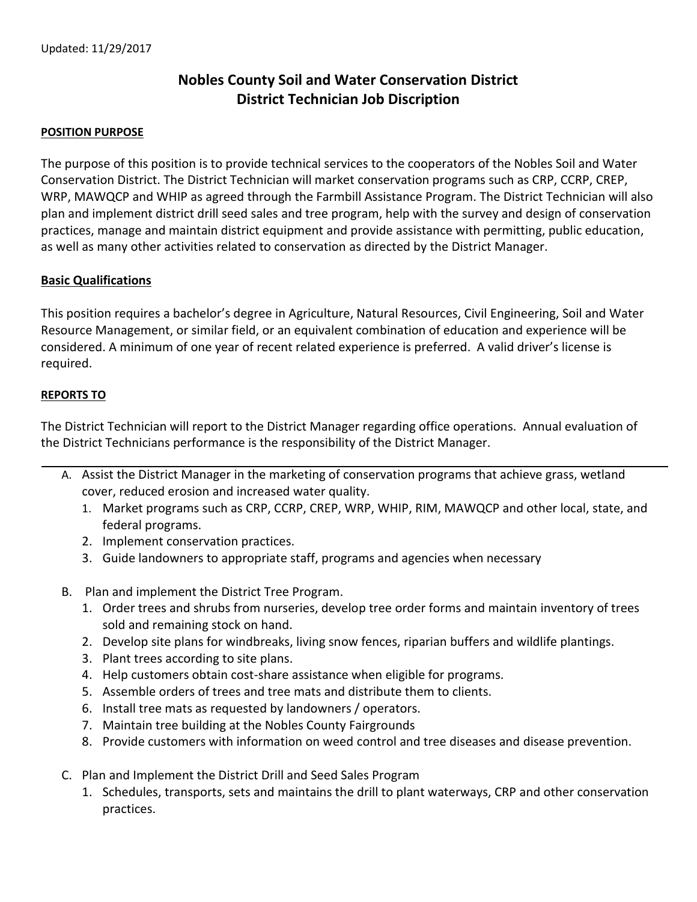Updated: 11/29/2017

# Nobles County Soil and Water Conservation District
# District Technician Job Discription

**POSITION PURPOSE**

The purpose of this position is to provide technical services to the cooperators of the Nobles Soil and Water Conservation District. The District Technician will market conservation programs such as CRP, CCRP, CREP, WRP, MAWQCP and WHIP as agreed through the Farmbill Assistance Program. The District Technician will also plan and implement district drill seed sales and tree program, help with the survey and design of conservation practices, manage and maintain district equipment and provide assistance with permitting, public education, as well as many other activities related to conservation as directed by the District Manager.

**Basic Qualifications**

This position requires a bachelor's degree in Agriculture, Natural Resources, Civil Engineering, Soil and Water Resource Management, or similar field, or an equivalent combination of education and experience will be considered. A minimum of one year of recent related experience is preferred. A valid driver's license is required.

**REPORTS TO**

The District Technician will report to the District Manager regarding office operations. Annual evaluation of the District Technicians performance is the responsibility of the District Manager.

---

A. Assist the District Manager in the marketing of conservation programs that achieve grass, wetland cover, reduced erosion and increased water quality.
   1. Market programs such as CRP, CCRP, CREP, WRP, WHIP, RIM, MAWQCP and other local, state, and federal programs.
   2. Implement conservation practices.
   3. Guide landowners to appropriate staff, programs and agencies when necessary

B. Plan and implement the District Tree Program.
   1. Order trees and shrubs from nurseries, develop tree order forms and maintain inventory of trees sold and remaining stock on hand.
   2. Develop site plans for windbreaks, living snow fences, riparian buffers and wildlife plantings.
   3. Plant trees according to site plans.
   4. Help customers obtain cost-share assistance when eligible for programs.
   5. Assemble orders of trees and tree mats and distribute them to clients.
   6. Install tree mats as requested by landowners / operators.
   7. Maintain tree building at the Nobles County Fairgrounds
   8. Provide customers with information on weed control and tree diseases and disease prevention.

C. Plan and Implement the District Drill and Seed Sales Program
   1. Schedules, transports, sets and maintains the drill to plant waterways, CRP and other conservation practices.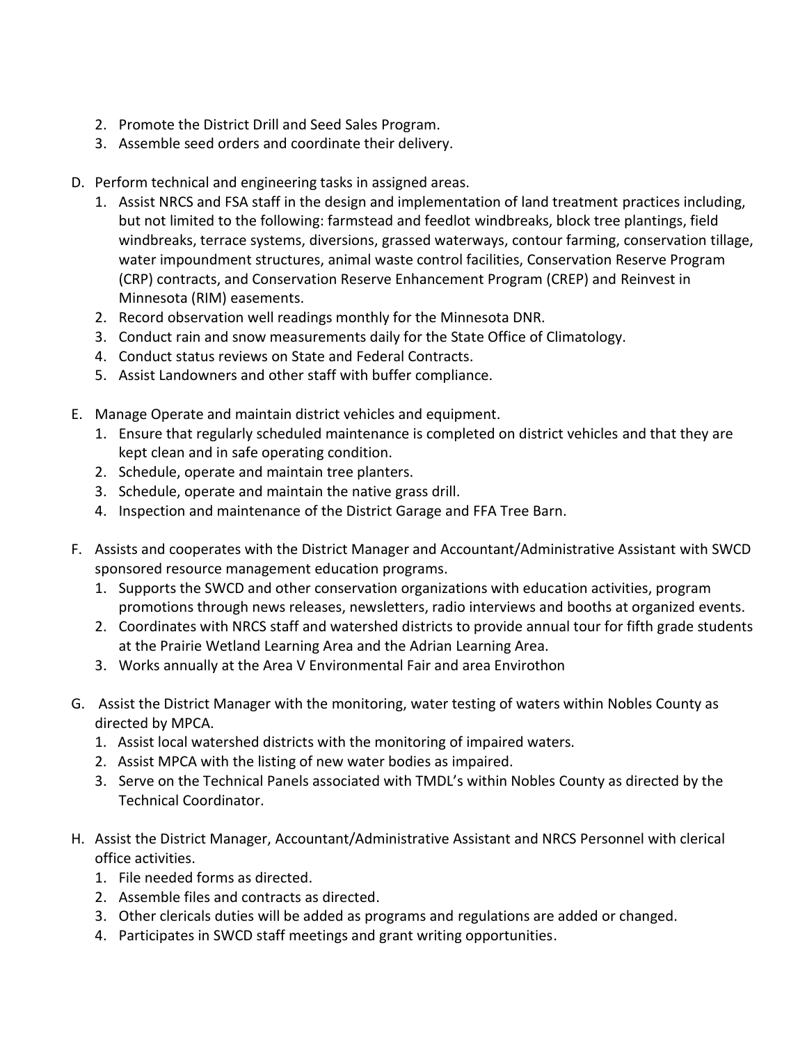2. Promote the District Drill and Seed Sales Program.
3. Assemble seed orders and coordinate their delivery.

D. Perform technical and engineering tasks in assigned areas.
   1. Assist NRCS and FSA staff in the design and implementation of land treatment practices including, but not limited to the following: farmstead and feedlot windbreaks, block tree plantings, field windbreaks, terrace systems, diversions, grassed waterways, contour farming, conservation tillage, water impoundment structures, animal waste control facilities, Conservation Reserve Program (CRP) contracts, and Conservation Reserve Enhancement Program (CREP) and Reinvest in Minnesota (RIM) easements.
   2. Record observation well readings monthly for the Minnesota DNR.
   3. Conduct rain and snow measurements daily for the State Office of Climatology.
   4. Conduct status reviews on State and Federal Contracts.
   5. Assist Landowners and other staff with buffer compliance.

E. Manage Operate and maintain district vehicles and equipment.
   1. Ensure that regularly scheduled maintenance is completed on district vehicles and that they are kept clean and in safe operating condition.
   2. Schedule, operate and maintain tree planters.
   3. Schedule, operate and maintain the native grass drill.
   4. Inspection and maintenance of the District Garage and FFA Tree Barn.

F. Assists and cooperates with the District Manager and Accountant/Administrative Assistant with SWCD sponsored resource management education programs.
   1. Supports the SWCD and other conservation organizations with education activities, program promotions through news releases, newsletters, radio interviews and booths at organized events.
   2. Coordinates with NRCS staff and watershed districts to provide annual tour for fifth grade students at the Prairie Wetland Learning Area and the Adrian Learning Area.
   3. Works annually at the Area V Environmental Fair and area Envirothon

G. Assist the District Manager with the monitoring, water testing of waters within Nobles County as directed by MPCA.
   1. Assist local watershed districts with the monitoring of impaired waters.
   2. Assist MPCA with the listing of new water bodies as impaired.
   3. Serve on the Technical Panels associated with TMDL's within Nobles County as directed by the Technical Coordinator.

H. Assist the District Manager, Accountant/Administrative Assistant and NRCS Personnel with clerical office activities.
   1. File needed forms as directed.
   2. Assemble files and contracts as directed.
   3. Other clericals duties will be added as programs and regulations are added or changed.
   4. Participates in SWCD staff meetings and grant writing opportunities.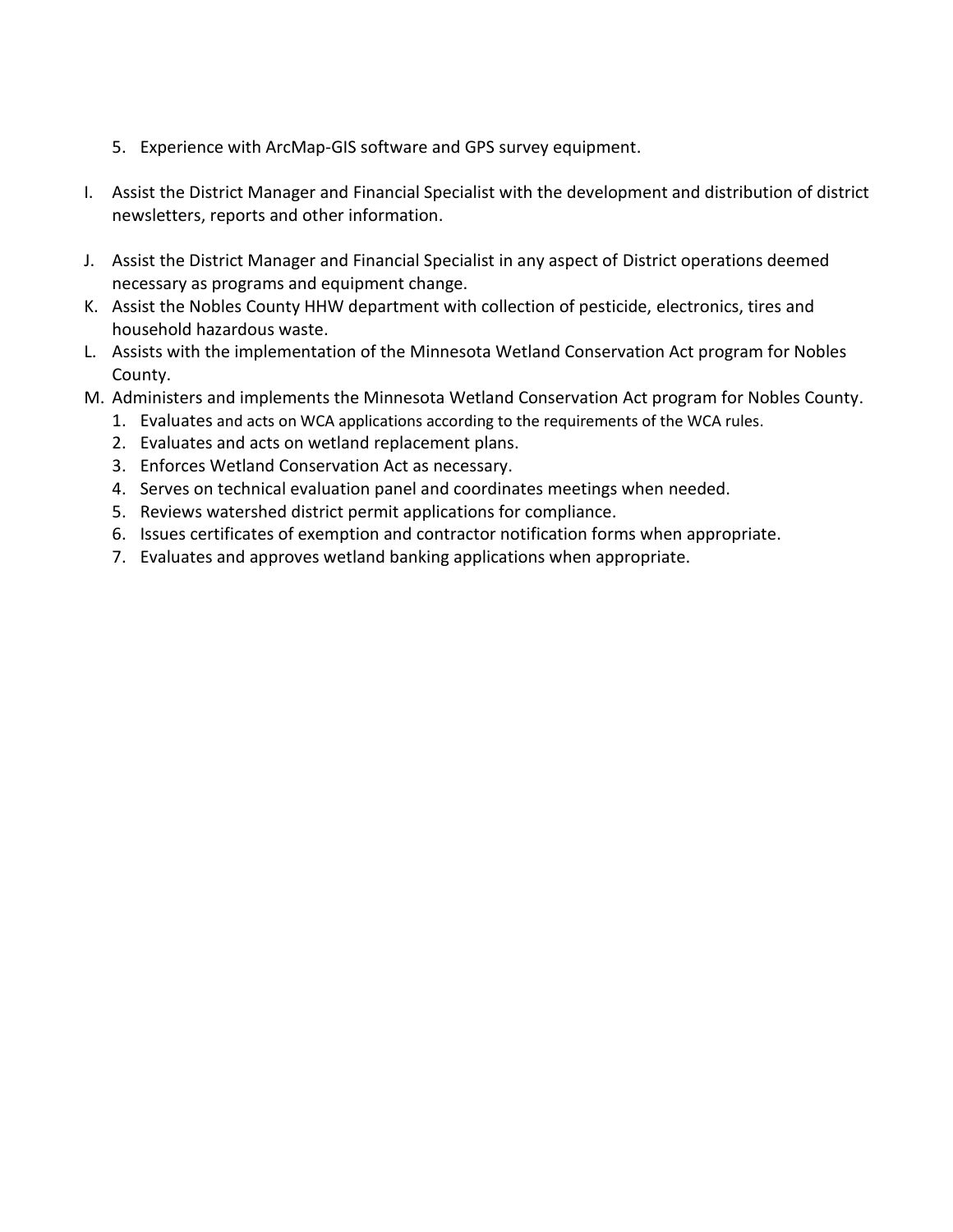5. Experience with ArcMap-GIS software and GPS survey equipment.

I. Assist the District Manager and Financial Specialist with the development and distribution of district newsletters, reports and other information.

J. Assist the District Manager and Financial Specialist in any aspect of District operations deemed necessary as programs and equipment change.

K. Assist the Nobles County HHW department with collection of pesticide, electronics, tires and household hazardous waste.

L. Assists with the implementation of the Minnesota Wetland Conservation Act program for Nobles County.

M. Administers and implements the Minnesota Wetland Conservation Act program for Nobles County.
   1. Evaluates and acts on WCA applications according to the requirements of the WCA rules.
   2. Evaluates and acts on wetland replacement plans.
   3. Enforces Wetland Conservation Act as necessary.
   4. Serves on technical evaluation panel and coordinates meetings when needed.
   5. Reviews watershed district permit applications for compliance.
   6. Issues certificates of exemption and contractor notification forms when appropriate.
   7. Evaluates and approves wetland banking applications when appropriate.